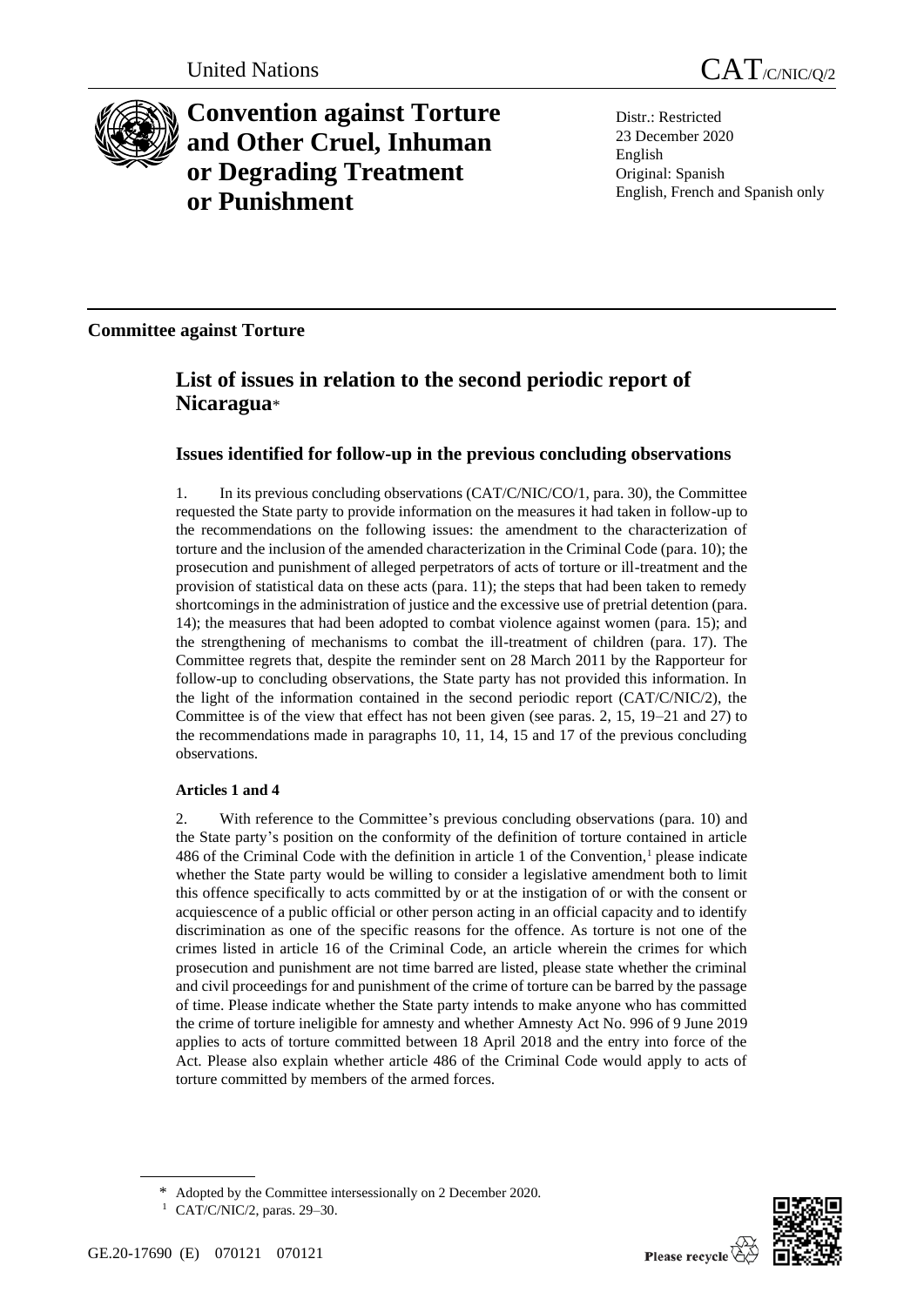United Nations CAT/C/NIC/Q/2

# Convention against Torture and Other Cruel, Inhuman or Degrading Treatment or Punishment

Distr.: Restricted
23 December 2020
English
Original: Spanish
English, French and Spanish only

## Committee against Torture

# List of issues in relation to the second periodic report of Nicaragua*

## Issues identified for follow-up in the previous concluding observations

1. In its previous concluding observations (CAT/C/NIC/CO/1, para. 30), the Committee requested the State party to provide information on the measures it had taken in follow-up to the recommendations on the following issues: the amendment to the characterization of torture and the inclusion of the amended characterization in the Criminal Code (para. 10); the prosecution and punishment of alleged perpetrators of acts of torture or ill-treatment and the provision of statistical data on these acts (para. 11); the steps that had been taken to remedy shortcomings in the administration of justice and the excessive use of pretrial detention (para. 14); the measures that had been adopted to combat violence against women (para. 15); and the strengthening of mechanisms to combat the ill-treatment of children (para. 17). The Committee regrets that, despite the reminder sent on 28 March 2011 by the Rapporteur for follow-up to concluding observations, the State party has not provided this information. In the light of the information contained in the second periodic report (CAT/C/NIC/2), the Committee is of the view that effect has not been given (see paras. 2, 15, 19–21 and 27) to the recommendations made in paragraphs 10, 11, 14, 15 and 17 of the previous concluding observations.

### Articles 1 and 4

2. With reference to the Committee's previous concluding observations (para. 10) and the State party's position on the conformity of the definition of torture contained in article 486 of the Criminal Code with the definition in article 1 of the Convention,[1] please indicate whether the State party would be willing to consider a legislative amendment both to limit this offence specifically to acts committed by or at the instigation of or with the consent or acquiescence of a public official or other person acting in an official capacity and to identify discrimination as one of the specific reasons for the offence. As torture is not one of the crimes listed in article 16 of the Criminal Code, an article wherein the crimes for which prosecution and punishment are not time barred are listed, please state whether the criminal and civil proceedings for and punishment of the crime of torture can be barred by the passage of time. Please indicate whether the State party intends to make anyone who has committed the crime of torture ineligible for amnesty and whether Amnesty Act No. 996 of 9 June 2019 applies to acts of torture committed between 18 April 2018 and the entry into force of the Act. Please also explain whether article 486 of the Criminal Code would apply to acts of torture committed by members of the armed forces.

\* Adopted by the Committee intersessionally on 2 December 2020.

[1] CAT/C/NIC/2, paras. 29–30.

GE.20-17690 (E) 070121 070121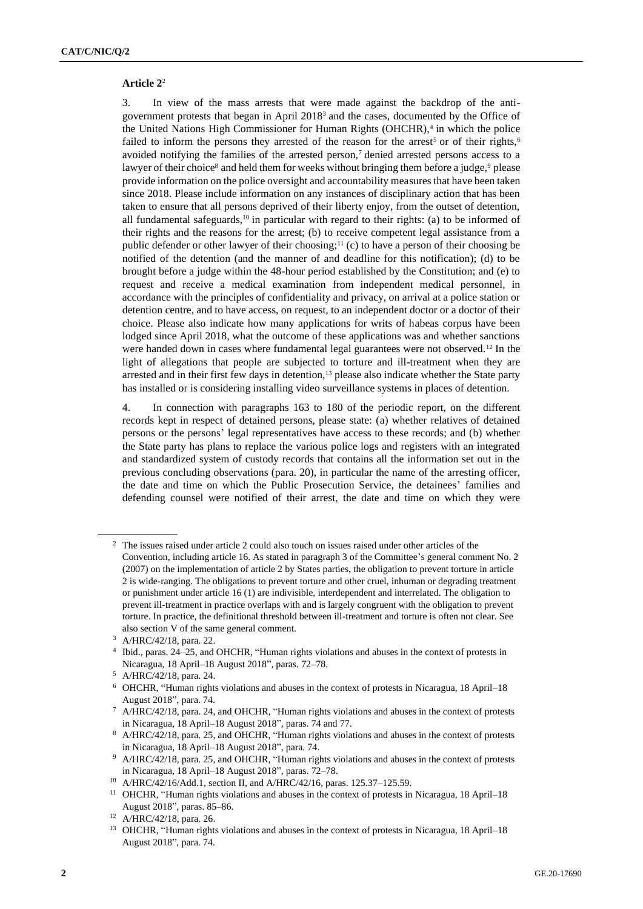**Article 2**[2]

3. In view of the mass arrests that were made against the backdrop of the anti-government protests that began in April 2018[3] and the cases, documented by the Office of the United Nations High Commissioner for Human Rights (OHCHR),[4] in which the police failed to inform the persons they arrested of the reason for the arrest[5] or of their rights,[6] avoided notifying the families of the arrested person,[7] denied arrested persons access to a lawyer of their choice[8] and held them for weeks without bringing them before a judge,[9] please provide information on the police oversight and accountability measures that have been taken since 2018. Please include information on any instances of disciplinary action that has been taken to ensure that all persons deprived of their liberty enjoy, from the outset of detention, all fundamental safeguards,[10] in particular with regard to their rights: (a) to be informed of their rights and the reasons for the arrest; (b) to receive competent legal assistance from a public defender or other lawyer of their choosing;[11] (c) to have a person of their choosing be notified of the detention (and the manner of and deadline for this notification); (d) to be brought before a judge within the 48-hour period established by the Constitution; and (e) to request and receive a medical examination from independent medical personnel, in accordance with the principles of confidentiality and privacy, on arrival at a police station or detention centre, and to have access, on request, to an independent doctor or a doctor of their choice. Please also indicate how many applications for writs of habeas corpus have been lodged since April 2018, what the outcome of these applications was and whether sanctions were handed down in cases where fundamental legal guarantees were not observed.[12] In the light of allegations that people are subjected to torture and ill-treatment when they are arrested and in their first few days in detention,[13] please also indicate whether the State party has installed or is considering installing video surveillance systems in places of detention.

4. In connection with paragraphs 163 to 180 of the periodic report, on the different records kept in respect of detained persons, please state: (a) whether relatives of detained persons or the persons' legal representatives have access to these records; and (b) whether the State party has plans to replace the various police logs and registers with an integrated and standardized system of custody records that contains all the information set out in the previous concluding observations (para. 20), in particular the name of the arresting officer, the date and time on which the Public Prosecution Service, the detainees' families and defending counsel were notified of their arrest, the date and time on which they were

---

[2] The issues raised under article 2 could also touch on issues raised under other articles of the Convention, including article 16. As stated in paragraph 3 of the Committee's general comment No. 2 (2007) on the implementation of article 2 by States parties, the obligation to prevent torture in article 2 is wide-ranging. The obligations to prevent torture and other cruel, inhuman or degrading treatment or punishment under article 16 (1) are indivisible, interdependent and interrelated. The obligation to prevent ill-treatment in practice overlaps with and is largely congruent with the obligation to prevent torture. In practice, the definitional threshold between ill-treatment and torture is often not clear. See also section V of the same general comment.

[3] A/HRC/42/18, para. 22.

[4] Ibid., paras. 24–25, and OHCHR, "Human rights violations and abuses in the context of protests in Nicaragua, 18 April–18 August 2018", paras. 72–78.

[5] A/HRC/42/18, para. 24.

[6] OHCHR, "Human rights violations and abuses in the context of protests in Nicaragua, 18 April–18 August 2018", para. 74.

[7] A/HRC/42/18, para. 24, and OHCHR, "Human rights violations and abuses in the context of protests in Nicaragua, 18 April–18 August 2018", paras. 74 and 77.

[8] A/HRC/42/18, para. 25, and OHCHR, "Human rights violations and abuses in the context of protests in Nicaragua, 18 April–18 August 2018", para. 74.

[9] A/HRC/42/18, para. 25, and OHCHR, "Human rights violations and abuses in the context of protests in Nicaragua, 18 April–18 August 2018", paras. 72–78.

[10] A/HRC/42/16/Add.1, section II, and A/HRC/42/16, paras. 125.37–125.59.

[11] OHCHR, "Human rights violations and abuses in the context of protests in Nicaragua, 18 April–18 August 2018", paras. 85–86.

[12] A/HRC/42/18, para. 26.

[13] OHCHR, "Human rights violations and abuses in the context of protests in Nicaragua, 18 April–18 August 2018", para. 74.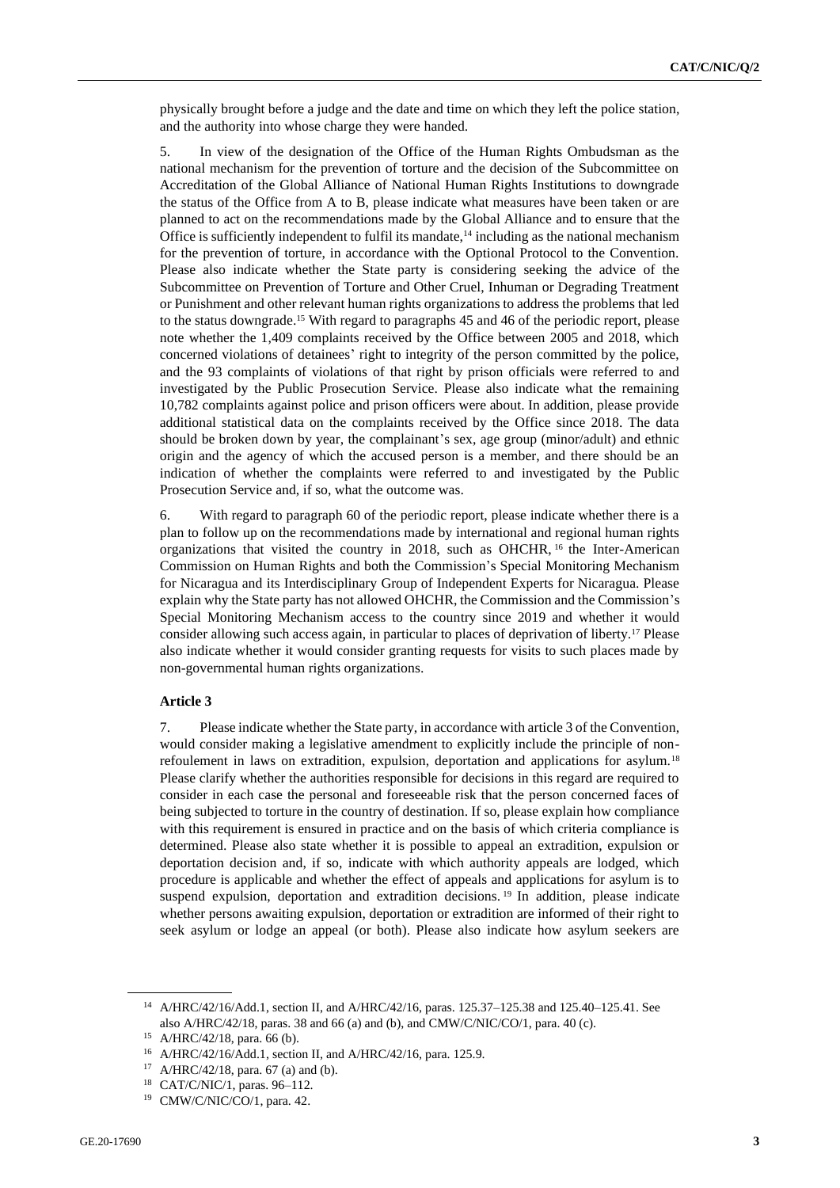physically brought before a judge and the date and time on which they left the police station, and the authority into whose charge they were handed.

5. In view of the designation of the Office of the Human Rights Ombudsman as the national mechanism for the prevention of torture and the decision of the Subcommittee on Accreditation of the Global Alliance of National Human Rights Institutions to downgrade the status of the Office from A to B, please indicate what measures have been taken or are planned to act on the recommendations made by the Global Alliance and to ensure that the Office is sufficiently independent to fulfil its mandate,[14] including as the national mechanism for the prevention of torture, in accordance with the Optional Protocol to the Convention. Please also indicate whether the State party is considering seeking the advice of the Subcommittee on Prevention of Torture and Other Cruel, Inhuman or Degrading Treatment or Punishment and other relevant human rights organizations to address the problems that led to the status downgrade.[15] With regard to paragraphs 45 and 46 of the periodic report, please note whether the 1,409 complaints received by the Office between 2005 and 2018, which concerned violations of detainees' right to integrity of the person committed by the police, and the 93 complaints of violations of that right by prison officials were referred to and investigated by the Public Prosecution Service. Please also indicate what the remaining 10,782 complaints against police and prison officers were about. In addition, please provide additional statistical data on the complaints received by the Office since 2018. The data should be broken down by year, the complainant's sex, age group (minor/adult) and ethnic origin and the agency of which the accused person is a member, and there should be an indication of whether the complaints were referred to and investigated by the Public Prosecution Service and, if so, what the outcome was.

6. With regard to paragraph 60 of the periodic report, please indicate whether there is a plan to follow up on the recommendations made by international and regional human rights organizations that visited the country in 2018, such as OHCHR,[16] the Inter-American Commission on Human Rights and both the Commission's Special Monitoring Mechanism for Nicaragua and its Interdisciplinary Group of Independent Experts for Nicaragua. Please explain why the State party has not allowed OHCHR, the Commission and the Commission's Special Monitoring Mechanism access to the country since 2019 and whether it would consider allowing such access again, in particular to places of deprivation of liberty.[17] Please also indicate whether it would consider granting requests for visits to such places made by non-governmental human rights organizations.

**Article 3**

7. Please indicate whether the State party, in accordance with article 3 of the Convention, would consider making a legislative amendment to explicitly include the principle of non-refoulement in laws on extradition, expulsion, deportation and applications for asylum.[18] Please clarify whether the authorities responsible for decisions in this regard are required to consider in each case the personal and foreseeable risk that the person concerned faces of being subjected to torture in the country of destination. If so, please explain how compliance with this requirement is ensured in practice and on the basis of which criteria compliance is determined. Please also state whether it is possible to appeal an extradition, expulsion or deportation decision and, if so, indicate with which authority appeals are lodged, which procedure is applicable and whether the effect of appeals and applications for asylum is to suspend expulsion, deportation and extradition decisions.[19] In addition, please indicate whether persons awaiting expulsion, deportation or extradition are informed of their right to seek asylum or lodge an appeal (or both). Please also indicate how asylum seekers are

---

[14] A/HRC/42/16/Add.1, section II, and A/HRC/42/16, paras. 125.37–125.38 and 125.40–125.41. See also A/HRC/42/18, paras. 38 and 66 (a) and (b), and CMW/C/NIC/CO/1, para. 40 (c).

[15] A/HRC/42/18, para. 66 (b).

[16] A/HRC/42/16/Add.1, section II, and A/HRC/42/16, para. 125.9.

[17] A/HRC/42/18, para. 67 (a) and (b).

[18] CAT/C/NIC/1, paras. 96–112.

[19] CMW/C/NIC/CO/1, para. 42.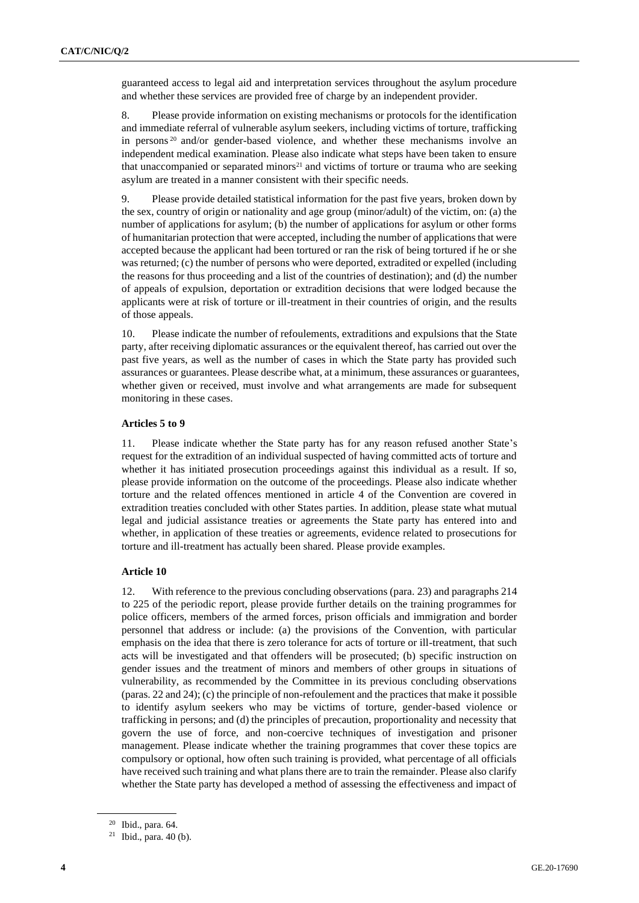guaranteed access to legal aid and interpretation services throughout the asylum procedure and whether these services are provided free of charge by an independent provider.

8. Please provide information on existing mechanisms or protocols for the identification and immediate referral of vulnerable asylum seekers, including victims of torture, trafficking in persons[20] and/or gender-based violence, and whether these mechanisms involve an independent medical examination. Please also indicate what steps have been taken to ensure that unaccompanied or separated minors[21] and victims of torture or trauma who are seeking asylum are treated in a manner consistent with their specific needs.

9. Please provide detailed statistical information for the past five years, broken down by the sex, country of origin or nationality and age group (minor/adult) of the victim, on: (a) the number of applications for asylum; (b) the number of applications for asylum or other forms of humanitarian protection that were accepted, including the number of applications that were accepted because the applicant had been tortured or ran the risk of being tortured if he or she was returned; (c) the number of persons who were deported, extradited or expelled (including the reasons for thus proceeding and a list of the countries of destination); and (d) the number of appeals of expulsion, deportation or extradition decisions that were lodged because the applicants were at risk of torture or ill-treatment in their countries of origin, and the results of those appeals.

10. Please indicate the number of refoulements, extraditions and expulsions that the State party, after receiving diplomatic assurances or the equivalent thereof, has carried out over the past five years, as well as the number of cases in which the State party has provided such assurances or guarantees. Please describe what, at a minimum, these assurances or guarantees, whether given or received, must involve and what arrangements are made for subsequent monitoring in these cases.

### Articles 5 to 9

11. Please indicate whether the State party has for any reason refused another State's request for the extradition of an individual suspected of having committed acts of torture and whether it has initiated prosecution proceedings against this individual as a result. If so, please provide information on the outcome of the proceedings. Please also indicate whether torture and the related offences mentioned in article 4 of the Convention are covered in extradition treaties concluded with other States parties. In addition, please state what mutual legal and judicial assistance treaties or agreements the State party has entered into and whether, in application of these treaties or agreements, evidence related to prosecutions for torture and ill-treatment has actually been shared. Please provide examples.

### Article 10

12. With reference to the previous concluding observations (para. 23) and paragraphs 214 to 225 of the periodic report, please provide further details on the training programmes for police officers, members of the armed forces, prison officials and immigration and border personnel that address or include: (a) the provisions of the Convention, with particular emphasis on the idea that there is zero tolerance for acts of torture or ill-treatment, that such acts will be investigated and that offenders will be prosecuted; (b) specific instruction on gender issues and the treatment of minors and members of other groups in situations of vulnerability, as recommended by the Committee in its previous concluding observations (paras. 22 and 24); (c) the principle of non-refoulement and the practices that make it possible to identify asylum seekers who may be victims of torture, gender-based violence or trafficking in persons; and (d) the principles of precaution, proportionality and necessity that govern the use of force, and non-coercive techniques of investigation and prisoner management. Please indicate whether the training programmes that cover these topics are compulsory or optional, how often such training is provided, what percentage of all officials have received such training and what plans there are to train the remainder. Please also clarify whether the State party has developed a method of assessing the effectiveness and impact of

---

[20] Ibid., para. 64.

[21] Ibid., para. 40 (b).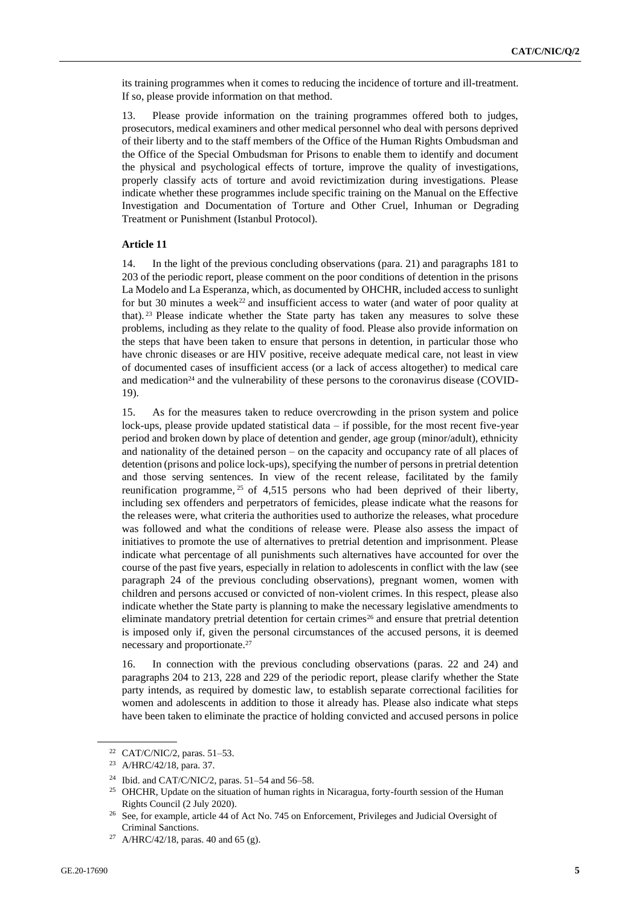its training programmes when it comes to reducing the incidence of torture and ill-treatment. If so, please provide information on that method.

13. Please provide information on the training programmes offered both to judges, prosecutors, medical examiners and other medical personnel who deal with persons deprived of their liberty and to the staff members of the Office of the Human Rights Ombudsman and the Office of the Special Ombudsman for Prisons to enable them to identify and document the physical and psychological effects of torture, improve the quality of investigations, properly classify acts of torture and avoid revictimization during investigations. Please indicate whether these programmes include specific training on the Manual on the Effective Investigation and Documentation of Torture and Other Cruel, Inhuman or Degrading Treatment or Punishment (Istanbul Protocol).

**Article 11**

14. In the light of the previous concluding observations (para. 21) and paragraphs 181 to 203 of the periodic report, please comment on the poor conditions of detention in the prisons La Modelo and La Esperanza, which, as documented by OHCHR, included access to sunlight for but 30 minutes a week[22] and insufficient access to water (and water of poor quality at that).[23] Please indicate whether the State party has taken any measures to solve these problems, including as they relate to the quality of food. Please also provide information on the steps that have been taken to ensure that persons in detention, in particular those who have chronic diseases or are HIV positive, receive adequate medical care, not least in view of documented cases of insufficient access (or a lack of access altogether) to medical care and medication[24] and the vulnerability of these persons to the coronavirus disease (COVID-19).

15. As for the measures taken to reduce overcrowding in the prison system and police lock-ups, please provide updated statistical data – if possible, for the most recent five-year period and broken down by place of detention and gender, age group (minor/adult), ethnicity and nationality of the detained person – on the capacity and occupancy rate of all places of detention (prisons and police lock-ups), specifying the number of persons in pretrial detention and those serving sentences. In view of the recent release, facilitated by the family reunification programme,[25] of 4,515 persons who had been deprived of their liberty, including sex offenders and perpetrators of femicides, please indicate what the reasons for the releases were, what criteria the authorities used to authorize the releases, what procedure was followed and what the conditions of release were. Please also assess the impact of initiatives to promote the use of alternatives to pretrial detention and imprisonment. Please indicate what percentage of all punishments such alternatives have accounted for over the course of the past five years, especially in relation to adolescents in conflict with the law (see paragraph 24 of the previous concluding observations), pregnant women, women with children and persons accused or convicted of non-violent crimes. In this respect, please also indicate whether the State party is planning to make the necessary legislative amendments to eliminate mandatory pretrial detention for certain crimes[26] and ensure that pretrial detention is imposed only if, given the personal circumstances of the accused persons, it is deemed necessary and proportionate.[27]

16. In connection with the previous concluding observations (paras. 22 and 24) and paragraphs 204 to 213, 228 and 229 of the periodic report, please clarify whether the State party intends, as required by domestic law, to establish separate correctional facilities for women and adolescents in addition to those it already has. Please also indicate what steps have been taken to eliminate the practice of holding convicted and accused persons in police

---

[22] CAT/C/NIC/2, paras. 51–53.

[23] A/HRC/42/18, para. 37.

[24] Ibid. and CAT/C/NIC/2, paras. 51–54 and 56–58.

[25] OHCHR, Update on the situation of human rights in Nicaragua, forty-fourth session of the Human Rights Council (2 July 2020).

[26] See, for example, article 44 of Act No. 745 on Enforcement, Privileges and Judicial Oversight of Criminal Sanctions.

[27] A/HRC/42/18, paras. 40 and 65 (g).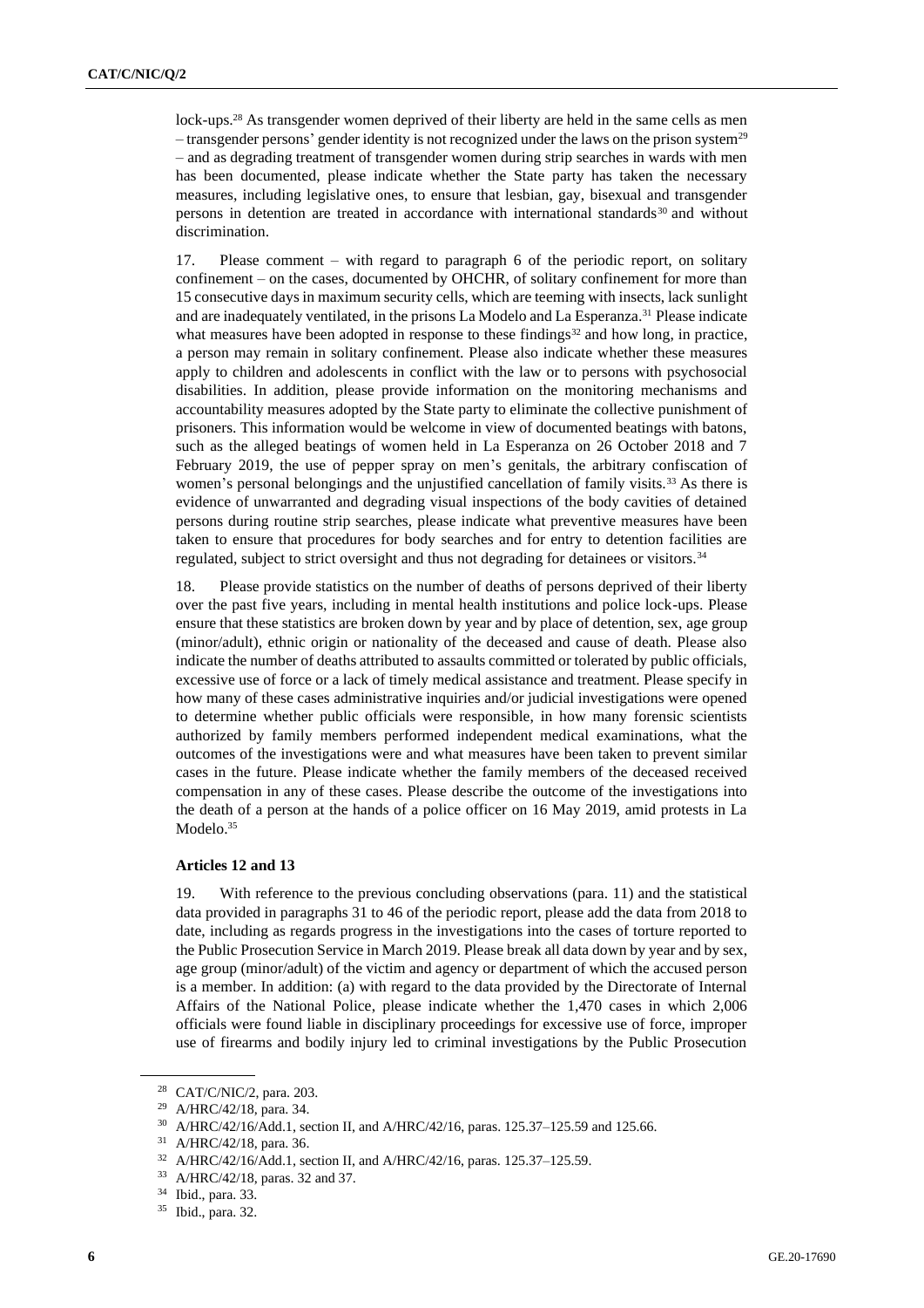lock-ups.[28] As transgender women deprived of their liberty are held in the same cells as men – transgender persons' gender identity is not recognized under the laws on the prison system[29] – and as degrading treatment of transgender women during strip searches in wards with men has been documented, please indicate whether the State party has taken the necessary measures, including legislative ones, to ensure that lesbian, gay, bisexual and transgender persons in detention are treated in accordance with international standards[30] and without discrimination.

17. Please comment – with regard to paragraph 6 of the periodic report, on solitary confinement – on the cases, documented by OHCHR, of solitary confinement for more than 15 consecutive days in maximum security cells, which are teeming with insects, lack sunlight and are inadequately ventilated, in the prisons La Modelo and La Esperanza.[31] Please indicate what measures have been adopted in response to these findings[32] and how long, in practice, a person may remain in solitary confinement. Please also indicate whether these measures apply to children and adolescents in conflict with the law or to persons with psychosocial disabilities. In addition, please provide information on the monitoring mechanisms and accountability measures adopted by the State party to eliminate the collective punishment of prisoners. This information would be welcome in view of documented beatings with batons, such as the alleged beatings of women held in La Esperanza on 26 October 2018 and 7 February 2019, the use of pepper spray on men's genitals, the arbitrary confiscation of women's personal belongings and the unjustified cancellation of family visits.[33] As there is evidence of unwarranted and degrading visual inspections of the body cavities of detained persons during routine strip searches, please indicate what preventive measures have been taken to ensure that procedures for body searches and for entry to detention facilities are regulated, subject to strict oversight and thus not degrading for detainees or visitors.[34]

18. Please provide statistics on the number of deaths of persons deprived of their liberty over the past five years, including in mental health institutions and police lock-ups. Please ensure that these statistics are broken down by year and by place of detention, sex, age group (minor/adult), ethnic origin or nationality of the deceased and cause of death. Please also indicate the number of deaths attributed to assaults committed or tolerated by public officials, excessive use of force or a lack of timely medical assistance and treatment. Please specify in how many of these cases administrative inquiries and/or judicial investigations were opened to determine whether public officials were responsible, in how many forensic scientists authorized by family members performed independent medical examinations, what the outcomes of the investigations were and what measures have been taken to prevent similar cases in the future. Please indicate whether the family members of the deceased received compensation in any of these cases. Please describe the outcome of the investigations into the death of a person at the hands of a police officer on 16 May 2019, amid protests in La Modelo.[35]

### Articles 12 and 13

19. With reference to the previous concluding observations (para. 11) and the statistical data provided in paragraphs 31 to 46 of the periodic report, please add the data from 2018 to date, including as regards progress in the investigations into the cases of torture reported to the Public Prosecution Service in March 2019. Please break all data down by year and by sex, age group (minor/adult) of the victim and agency or department of which the accused person is a member. In addition: (a) with regard to the data provided by the Directorate of Internal Affairs of the National Police, please indicate whether the 1,470 cases in which 2,006 officials were found liable in disciplinary proceedings for excessive use of force, improper use of firearms and bodily injury led to criminal investigations by the Public Prosecution

---

[28] CAT/C/NIC/2, para. 203.

[29] A/HRC/42/18, para. 34.

[30] A/HRC/42/16/Add.1, section II, and A/HRC/42/16, paras. 125.37–125.59 and 125.66.

[31] A/HRC/42/18, para. 36.

[32] A/HRC/42/16/Add.1, section II, and A/HRC/42/16, paras. 125.37–125.59.

[33] A/HRC/42/18, paras. 32 and 37.

[34] Ibid., para. 33.

[35] Ibid., para. 32.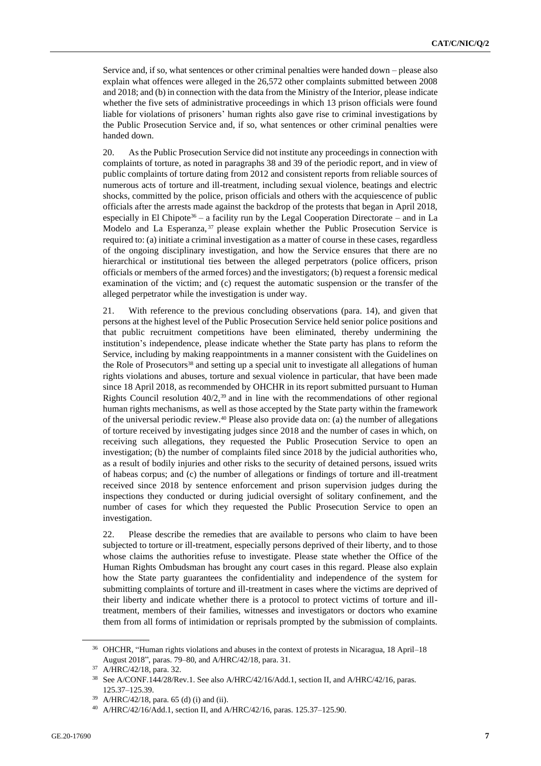Service and, if so, what sentences or other criminal penalties were handed down – please also explain what offences were alleged in the 26,572 other complaints submitted between 2008 and 2018; and (b) in connection with the data from the Ministry of the Interior, please indicate whether the five sets of administrative proceedings in which 13 prison officials were found liable for violations of prisoners' human rights also gave rise to criminal investigations by the Public Prosecution Service and, if so, what sentences or other criminal penalties were handed down.

20. As the Public Prosecution Service did not institute any proceedings in connection with complaints of torture, as noted in paragraphs 38 and 39 of the periodic report, and in view of public complaints of torture dating from 2012 and consistent reports from reliable sources of numerous acts of torture and ill-treatment, including sexual violence, beatings and electric shocks, committed by the police, prison officials and others with the acquiescence of public officials after the arrests made against the backdrop of the protests that began in April 2018, especially in El Chipote[36] – a facility run by the Legal Cooperation Directorate – and in La Modelo and La Esperanza,[37] please explain whether the Public Prosecution Service is required to: (a) initiate a criminal investigation as a matter of course in these cases, regardless of the ongoing disciplinary investigation, and how the Service ensures that there are no hierarchical or institutional ties between the alleged perpetrators (police officers, prison officials or members of the armed forces) and the investigators; (b) request a forensic medical examination of the victim; and (c) request the automatic suspension or the transfer of the alleged perpetrator while the investigation is under way.

21. With reference to the previous concluding observations (para. 14), and given that persons at the highest level of the Public Prosecution Service held senior police positions and that public recruitment competitions have been eliminated, thereby undermining the institution's independence, please indicate whether the State party has plans to reform the Service, including by making reappointments in a manner consistent with the Guidelines on the Role of Prosecutors[38] and setting up a special unit to investigate all allegations of human rights violations and abuses, torture and sexual violence in particular, that have been made since 18 April 2018, as recommended by OHCHR in its report submitted pursuant to Human Rights Council resolution 40/2,[39] and in line with the recommendations of other regional human rights mechanisms, as well as those accepted by the State party within the framework of the universal periodic review.[40] Please also provide data on: (a) the number of allegations of torture received by investigating judges since 2018 and the number of cases in which, on receiving such allegations, they requested the Public Prosecution Service to open an investigation; (b) the number of complaints filed since 2018 by the judicial authorities who, as a result of bodily injuries and other risks to the security of detained persons, issued writs of habeas corpus; and (c) the number of allegations or findings of torture and ill-treatment received since 2018 by sentence enforcement and prison supervision judges during the inspections they conducted or during judicial oversight of solitary confinement, and the number of cases for which they requested the Public Prosecution Service to open an investigation.

22. Please describe the remedies that are available to persons who claim to have been subjected to torture or ill-treatment, especially persons deprived of their liberty, and to those whose claims the authorities refuse to investigate. Please state whether the Office of the Human Rights Ombudsman has brought any court cases in this regard. Please also explain how the State party guarantees the confidentiality and independence of the system for submitting complaints of torture and ill-treatment in cases where the victims are deprived of their liberty and indicate whether there is a protocol to protect victims of torture and ill-treatment, members of their families, witnesses and investigators or doctors who examine them from all forms of intimidation or reprisals prompted by the submission of complaints.

---

[36] OHCHR, "Human rights violations and abuses in the context of protests in Nicaragua, 18 April–18 August 2018", paras. 79–80, and A/HRC/42/18, para. 31.

[37] A/HRC/42/18, para. 32.

[38] See A/CONF.144/28/Rev.1. See also A/HRC/42/16/Add.1, section II, and A/HRC/42/16, paras. 125.37–125.39.

[39] A/HRC/42/18, para. 65 (d) (i) and (ii).

[40] A/HRC/42/16/Add.1, section II, and A/HRC/42/16, paras. 125.37–125.90.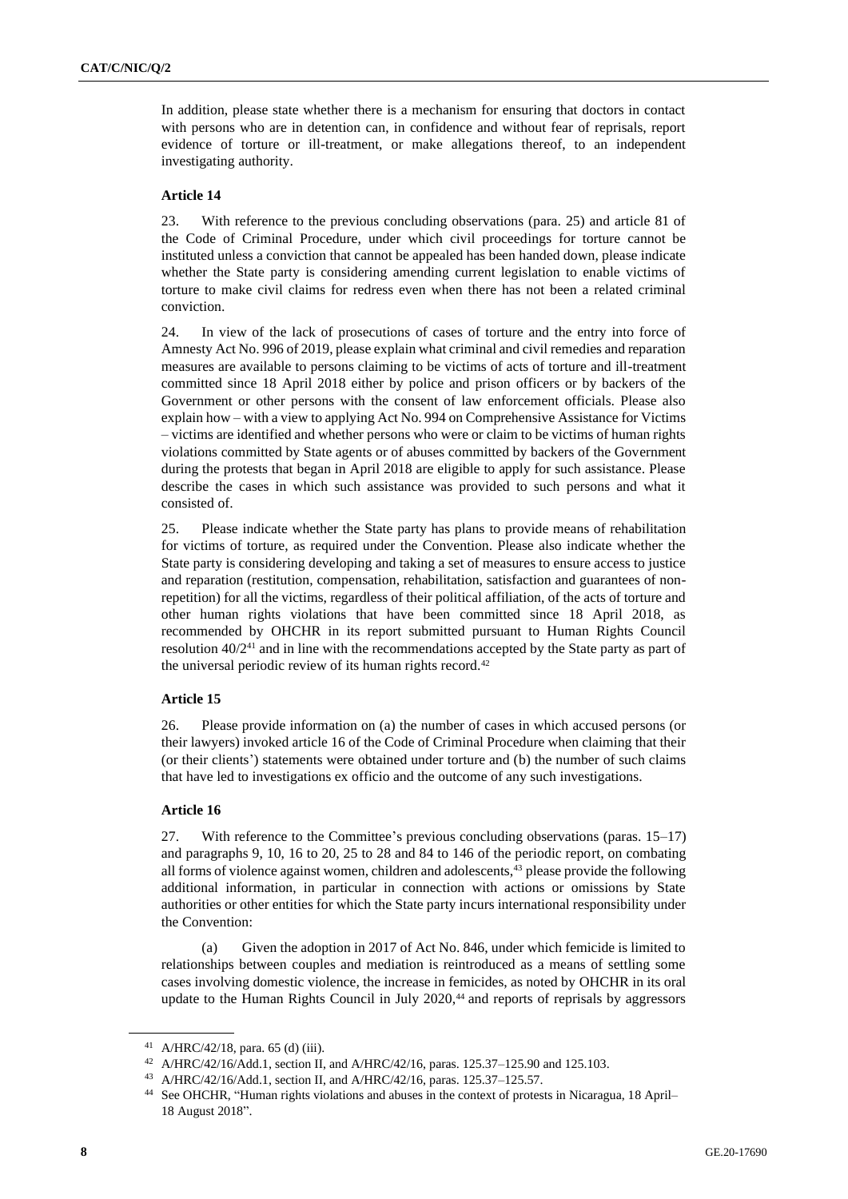In addition, please state whether there is a mechanism for ensuring that doctors in contact with persons who are in detention can, in confidence and without fear of reprisals, report evidence of torture or ill-treatment, or make allegations thereof, to an independent investigating authority.

### Article 14

23. With reference to the previous concluding observations (para. 25) and article 81 of the Code of Criminal Procedure, under which civil proceedings for torture cannot be instituted unless a conviction that cannot be appealed has been handed down, please indicate whether the State party is considering amending current legislation to enable victims of torture to make civil claims for redress even when there has not been a related criminal conviction.

24. In view of the lack of prosecutions of cases of torture and the entry into force of Amnesty Act No. 996 of 2019, please explain what criminal and civil remedies and reparation measures are available to persons claiming to be victims of acts of torture and ill-treatment committed since 18 April 2018 either by police and prison officers or by backers of the Government or other persons with the consent of law enforcement officials. Please also explain how – with a view to applying Act No. 994 on Comprehensive Assistance for Victims – victims are identified and whether persons who were or claim to be victims of human rights violations committed by State agents or of abuses committed by backers of the Government during the protests that began in April 2018 are eligible to apply for such assistance. Please describe the cases in which such assistance was provided to such persons and what it consisted of.

25. Please indicate whether the State party has plans to provide means of rehabilitation for victims of torture, as required under the Convention. Please also indicate whether the State party is considering developing and taking a set of measures to ensure access to justice and reparation (restitution, compensation, rehabilitation, satisfaction and guarantees of non-repetition) for all the victims, regardless of their political affiliation, of the acts of torture and other human rights violations that have been committed since 18 April 2018, as recommended by OHCHR in its report submitted pursuant to Human Rights Council resolution 40/2[41] and in line with the recommendations accepted by the State party as part of the universal periodic review of its human rights record.[42]

### Article 15

26. Please provide information on (a) the number of cases in which accused persons (or their lawyers) invoked article 16 of the Code of Criminal Procedure when claiming that their (or their clients') statements were obtained under torture and (b) the number of such claims that have led to investigations ex officio and the outcome of any such investigations.

### Article 16

27. With reference to the Committee's previous concluding observations (paras. 15–17) and paragraphs 9, 10, 16 to 20, 25 to 28 and 84 to 146 of the periodic report, on combating all forms of violence against women, children and adolescents,[43] please provide the following additional information, in particular in connection with actions or omissions by State authorities or other entities for which the State party incurs international responsibility under the Convention:

(a) Given the adoption in 2017 of Act No. 846, under which femicide is limited to relationships between couples and mediation is reintroduced as a means of settling some cases involving domestic violence, the increase in femicides, as noted by OHCHR in its oral update to the Human Rights Council in July 2020,[44] and reports of reprisals by aggressors

---

[41] A/HRC/42/18, para. 65 (d) (iii).

[42] A/HRC/42/16/Add.1, section II, and A/HRC/42/16, paras. 125.37–125.90 and 125.103.

[43] A/HRC/42/16/Add.1, section II, and A/HRC/42/16, paras. 125.37–125.57.

[44] See OHCHR, "Human rights violations and abuses in the context of protests in Nicaragua, 18 April–18 August 2018".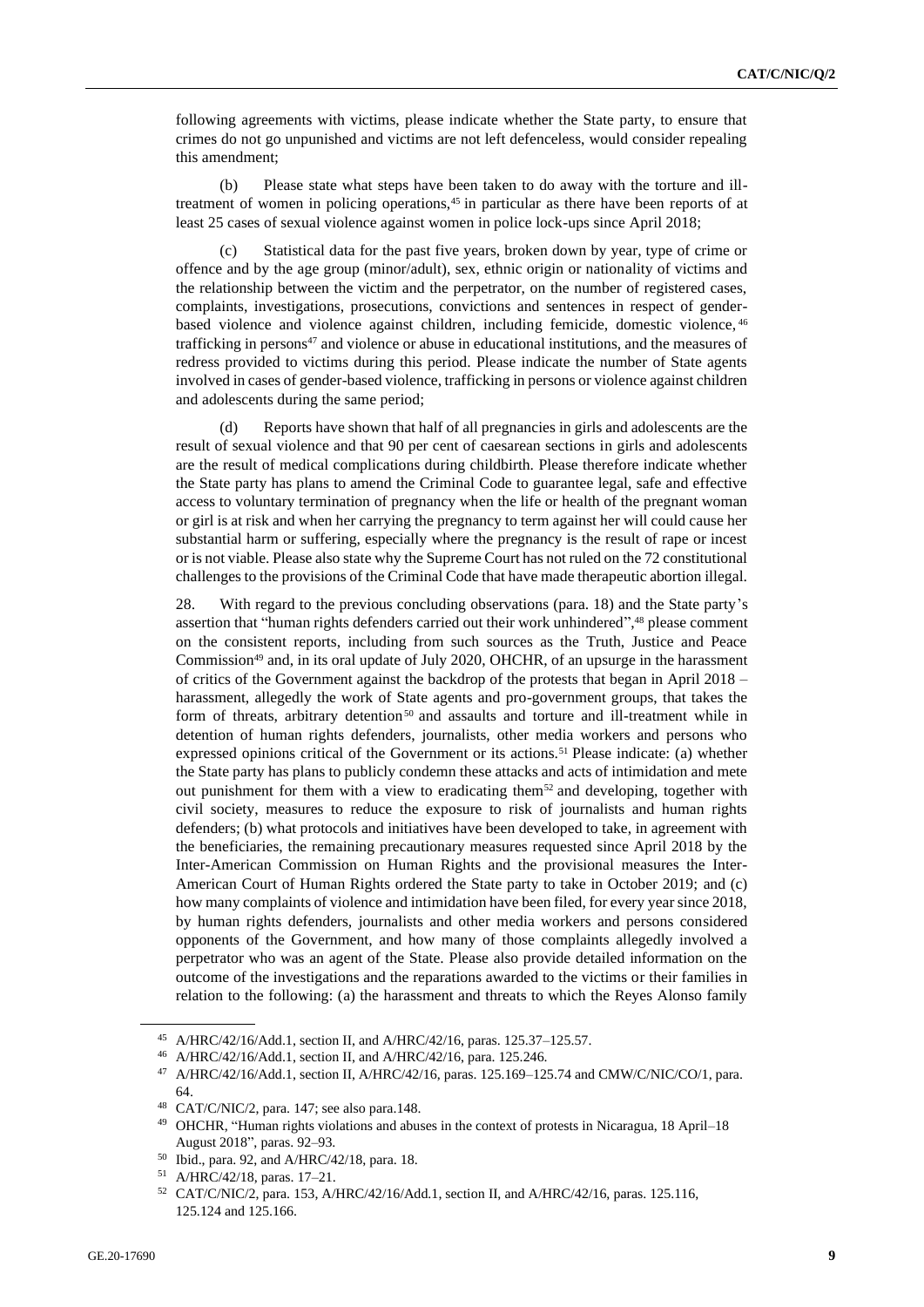following agreements with victims, please indicate whether the State party, to ensure that crimes do not go unpunished and victims are not left defenceless, would consider repealing this amendment;

(b) Please state what steps have been taken to do away with the torture and ill-treatment of women in policing operations,[45] in particular as there have been reports of at least 25 cases of sexual violence against women in police lock-ups since April 2018;

(c) Statistical data for the past five years, broken down by year, type of crime or offence and by the age group (minor/adult), sex, ethnic origin or nationality of victims and the relationship between the victim and the perpetrator, on the number of registered cases, complaints, investigations, prosecutions, convictions and sentences in respect of gender-based violence and violence against children, including femicide, domestic violence,[46] trafficking in persons[47] and violence or abuse in educational institutions, and the measures of redress provided to victims during this period. Please indicate the number of State agents involved in cases of gender-based violence, trafficking in persons or violence against children and adolescents during the same period;

(d) Reports have shown that half of all pregnancies in girls and adolescents are the result of sexual violence and that 90 per cent of caesarean sections in girls and adolescents are the result of medical complications during childbirth. Please therefore indicate whether the State party has plans to amend the Criminal Code to guarantee legal, safe and effective access to voluntary termination of pregnancy when the life or health of the pregnant woman or girl is at risk and when her carrying the pregnancy to term against her will could cause her substantial harm or suffering, especially where the pregnancy is the result of rape or incest or is not viable. Please also state why the Supreme Court has not ruled on the 72 constitutional challenges to the provisions of the Criminal Code that have made therapeutic abortion illegal.

28. With regard to the previous concluding observations (para. 18) and the State party's assertion that "human rights defenders carried out their work unhindered",[48] please comment on the consistent reports, including from such sources as the Truth, Justice and Peace Commission[49] and, in its oral update of July 2020, OHCHR, of an upsurge in the harassment of critics of the Government against the backdrop of the protests that began in April 2018 – harassment, allegedly the work of State agents and pro-government groups, that takes the form of threats, arbitrary detention[50] and assaults and torture and ill-treatment while in detention of human rights defenders, journalists, other media workers and persons who expressed opinions critical of the Government or its actions.[51] Please indicate: (a) whether the State party has plans to publicly condemn these attacks and acts of intimidation and mete out punishment for them with a view to eradicating them[52] and developing, together with civil society, measures to reduce the exposure to risk of journalists and human rights defenders; (b) what protocols and initiatives have been developed to take, in agreement with the beneficiaries, the remaining precautionary measures requested since April 2018 by the Inter-American Commission on Human Rights and the provisional measures the Inter-American Court of Human Rights ordered the State party to take in October 2019; and (c) how many complaints of violence and intimidation have been filed, for every year since 2018, by human rights defenders, journalists and other media workers and persons considered opponents of the Government, and how many of those complaints allegedly involved a perpetrator who was an agent of the State. Please also provide detailed information on the outcome of the investigations and the reparations awarded to the victims or their families in relation to the following: (a) the harassment and threats to which the Reyes Alonso family

---

[45] A/HRC/42/16/Add.1, section II, and A/HRC/42/16, paras. 125.37–125.57.

[46] A/HRC/42/16/Add.1, section II, and A/HRC/42/16, para. 125.246.

[47] A/HRC/42/16/Add.1, section II, A/HRC/42/16, paras. 125.169–125.74 and CMW/C/NIC/CO/1, para. 64.

[48] CAT/C/NIC/2, para. 147; see also para.148.

[49] OHCHR, "Human rights violations and abuses in the context of protests in Nicaragua, 18 April–18 August 2018", paras. 92–93.

[50] Ibid., para. 92, and A/HRC/42/18, para. 18.

[51] A/HRC/42/18, paras. 17–21.

[52] CAT/C/NIC/2, para. 153, A/HRC/42/16/Add.1, section II, and A/HRC/42/16, paras. 125.116, 125.124 and 125.166.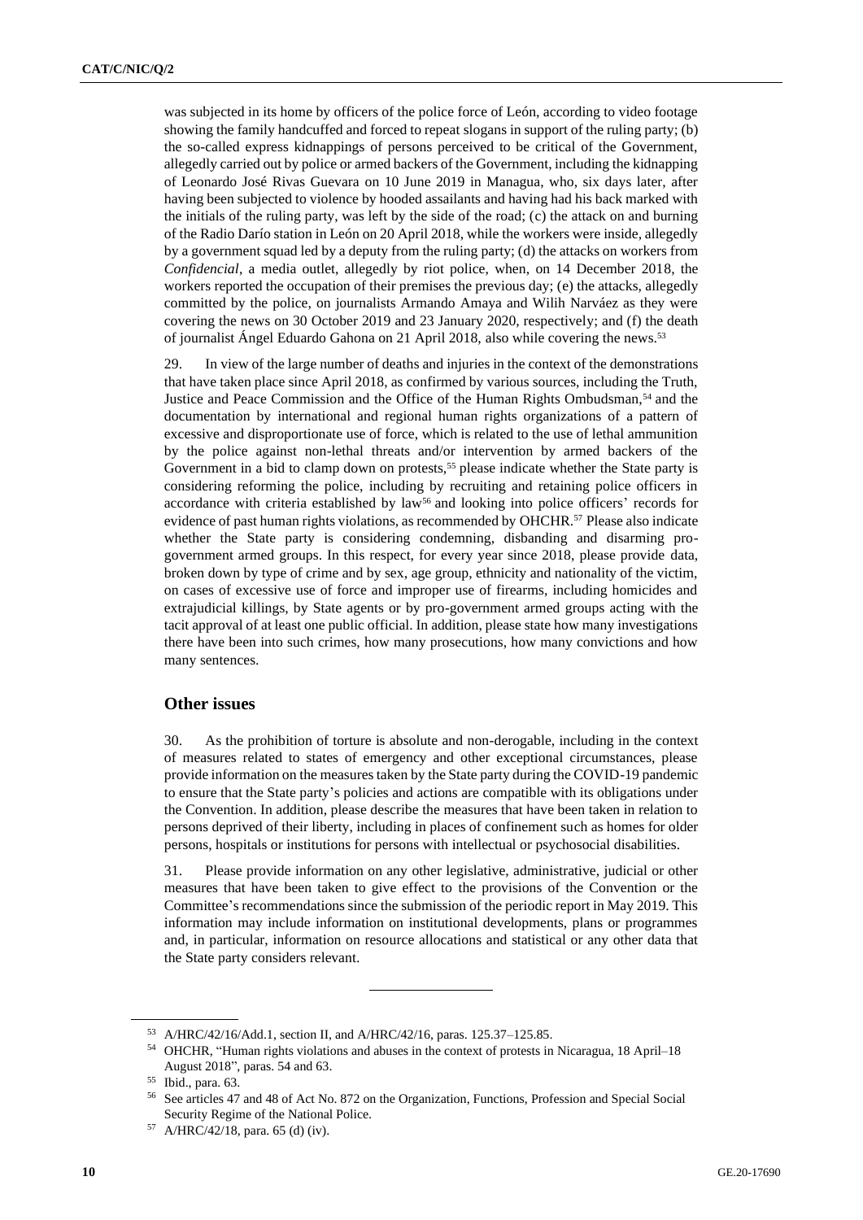was subjected in its home by officers of the police force of León, according to video footage showing the family handcuffed and forced to repeat slogans in support of the ruling party; (b) the so-called express kidnappings of persons perceived to be critical of the Government, allegedly carried out by police or armed backers of the Government, including the kidnapping of Leonardo José Rivas Guevara on 10 June 2019 in Managua, who, six days later, after having been subjected to violence by hooded assailants and having had his back marked with the initials of the ruling party, was left by the side of the road; (c) the attack on and burning of the Radio Darío station in León on 20 April 2018, while the workers were inside, allegedly by a government squad led by a deputy from the ruling party; (d) the attacks on workers from *Confidencial*, a media outlet, allegedly by riot police, when, on 14 December 2018, the workers reported the occupation of their premises the previous day; (e) the attacks, allegedly committed by the police, on journalists Armando Amaya and Wilih Narváez as they were covering the news on 30 October 2019 and 23 January 2020, respectively; and (f) the death of journalist Ángel Eduardo Gahona on 21 April 2018, also while covering the news.[53]

29. In view of the large number of deaths and injuries in the context of the demonstrations that have taken place since April 2018, as confirmed by various sources, including the Truth, Justice and Peace Commission and the Office of the Human Rights Ombudsman,[54] and the documentation by international and regional human rights organizations of a pattern of excessive and disproportionate use of force, which is related to the use of lethal ammunition by the police against non-lethal threats and/or intervention by armed backers of the Government in a bid to clamp down on protests,[55] please indicate whether the State party is considering reforming the police, including by recruiting and retaining police officers in accordance with criteria established by law[56] and looking into police officers' records for evidence of past human rights violations, as recommended by OHCHR.[57] Please also indicate whether the State party is considering condemning, disbanding and disarming pro-government armed groups. In this respect, for every year since 2018, please provide data, broken down by type of crime and by sex, age group, ethnicity and nationality of the victim, on cases of excessive use of force and improper use of firearms, including homicides and extrajudicial killings, by State agents or by pro-government armed groups acting with the tacit approval of at least one public official. In addition, please state how many investigations there have been into such crimes, how many prosecutions, how many convictions and how many sentences.

## Other issues

30. As the prohibition of torture is absolute and non-derogable, including in the context of measures related to states of emergency and other exceptional circumstances, please provide information on the measures taken by the State party during the COVID-19 pandemic to ensure that the State party's policies and actions are compatible with its obligations under the Convention. In addition, please describe the measures that have been taken in relation to persons deprived of their liberty, including in places of confinement such as homes for older persons, hospitals or institutions for persons with intellectual or psychosocial disabilities.

31. Please provide information on any other legislative, administrative, judicial or other measures that have been taken to give effect to the provisions of the Convention or the Committee's recommendations since the submission of the periodic report in May 2019. This information may include information on institutional developments, plans or programmes and, in particular, information on resource allocations and statistical or any other data that the State party considers relevant.

---

[53] A/HRC/42/16/Add.1, section II, and A/HRC/42/16, paras. 125.37–125.85.

[54] OHCHR, "Human rights violations and abuses in the context of protests in Nicaragua, 18 April–18 August 2018", paras. 54 and 63.

[55] Ibid., para. 63.

[56] See articles 47 and 48 of Act No. 872 on the Organization, Functions, Profession and Special Social Security Regime of the National Police.

[57] A/HRC/42/18, para. 65 (d) (iv).